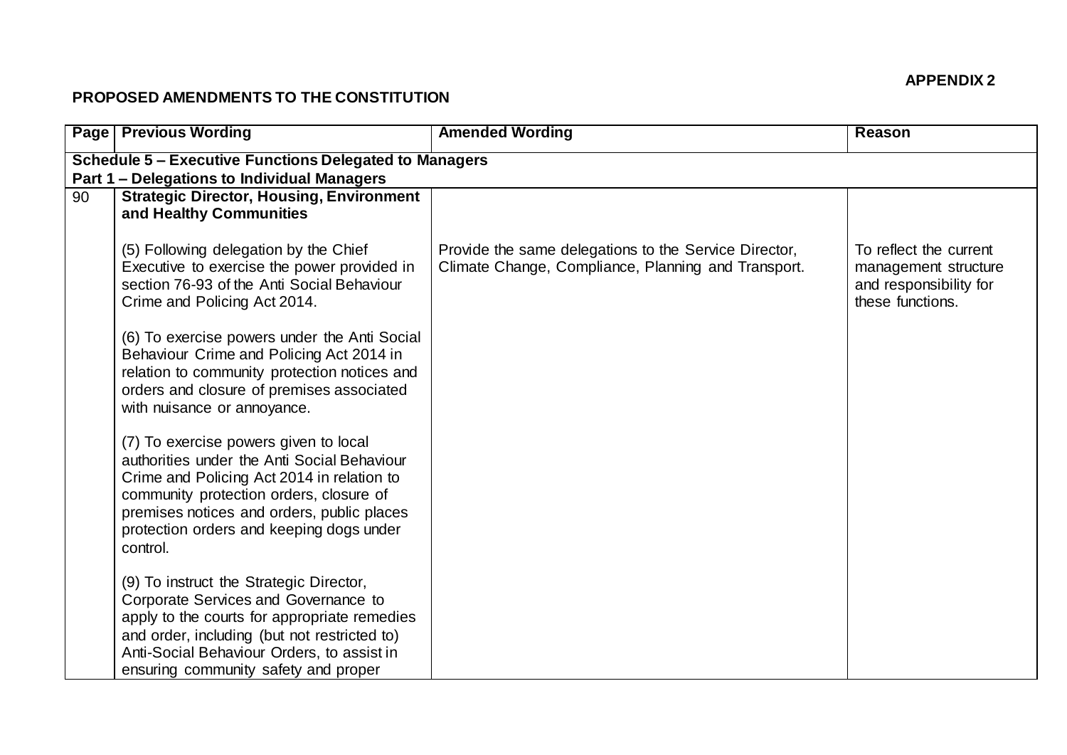**APPENDIX 2**

**PROPOSED AMENDMENTS TO THE CONSTITUTION**

| Page | Previous Wording | Amended Wording | Reason |
|---|---|---|---|
| **Schedule 5 – Executive Functions Delegated to Managers** **Part 1 – Delegations to Individual Managers** | | | |
| 90 | **Strategic Director, Housing, Environment and Healthy Communities**<br><br>(5) Following delegation by the Chief Executive to exercise the power provided in section 76-93 of the Anti Social Behaviour Crime and Policing Act 2014.<br><br>(6) To exercise powers under the Anti Social Behaviour Crime and Policing Act 2014 in relation to community protection notices and orders and closure of premises associated with nuisance or annoyance.<br><br>(7) To exercise powers given to local authorities under the Anti Social Behaviour Crime and Policing Act 2014 in relation to community protection orders, closure of premises notices and orders, public places protection orders and keeping dogs under control.<br><br>(9) To instruct the Strategic Director, Corporate Services and Governance to apply to the courts for appropriate remedies and order, including (but not restricted to) Anti-Social Behaviour Orders, to assist in ensuring community safety and proper | Provide the same delegations to the Service Director, Climate Change, Compliance, Planning and Transport. | To reflect the current management structure and responsibility for these functions. |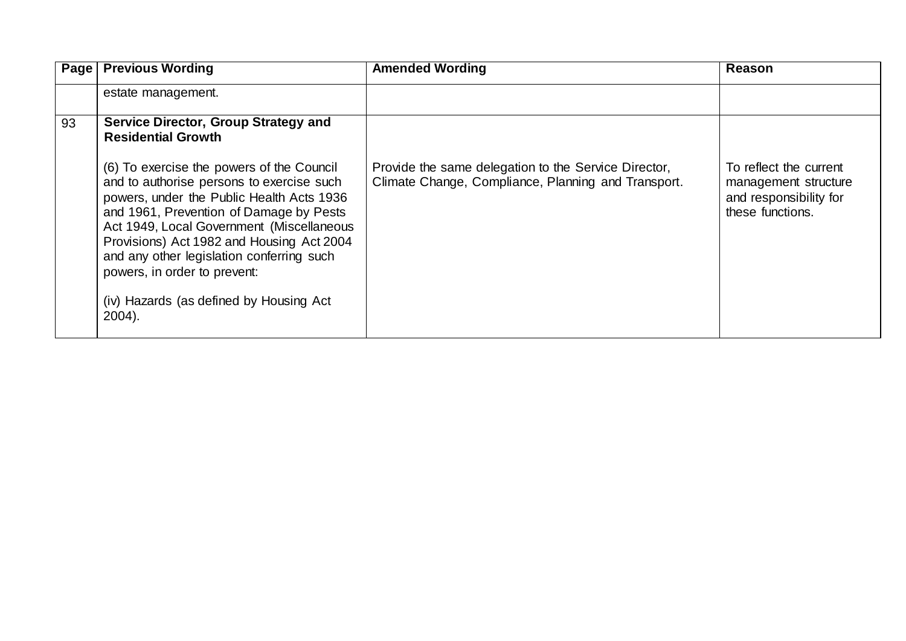| Page | Previous Wording | Amended Wording | Reason |
|---|---|---|---|
| | estate management. | | |
| 93 | **Service Director, Group Strategy and Residential Growth**<br><br>(6) To exercise the powers of the Council and to authorise persons to exercise such powers, under the Public Health Acts 1936 and 1961, Prevention of Damage by Pests Act 1949, Local Government (Miscellaneous Provisions) Act 1982 and Housing Act 2004 and any other legislation conferring such powers, in order to prevent:<br><br>(iv) Hazards (as defined by Housing Act 2004). | Provide the same delegation to the Service Director, Climate Change, Compliance, Planning and Transport. | To reflect the current management structure and responsibility for these functions. |